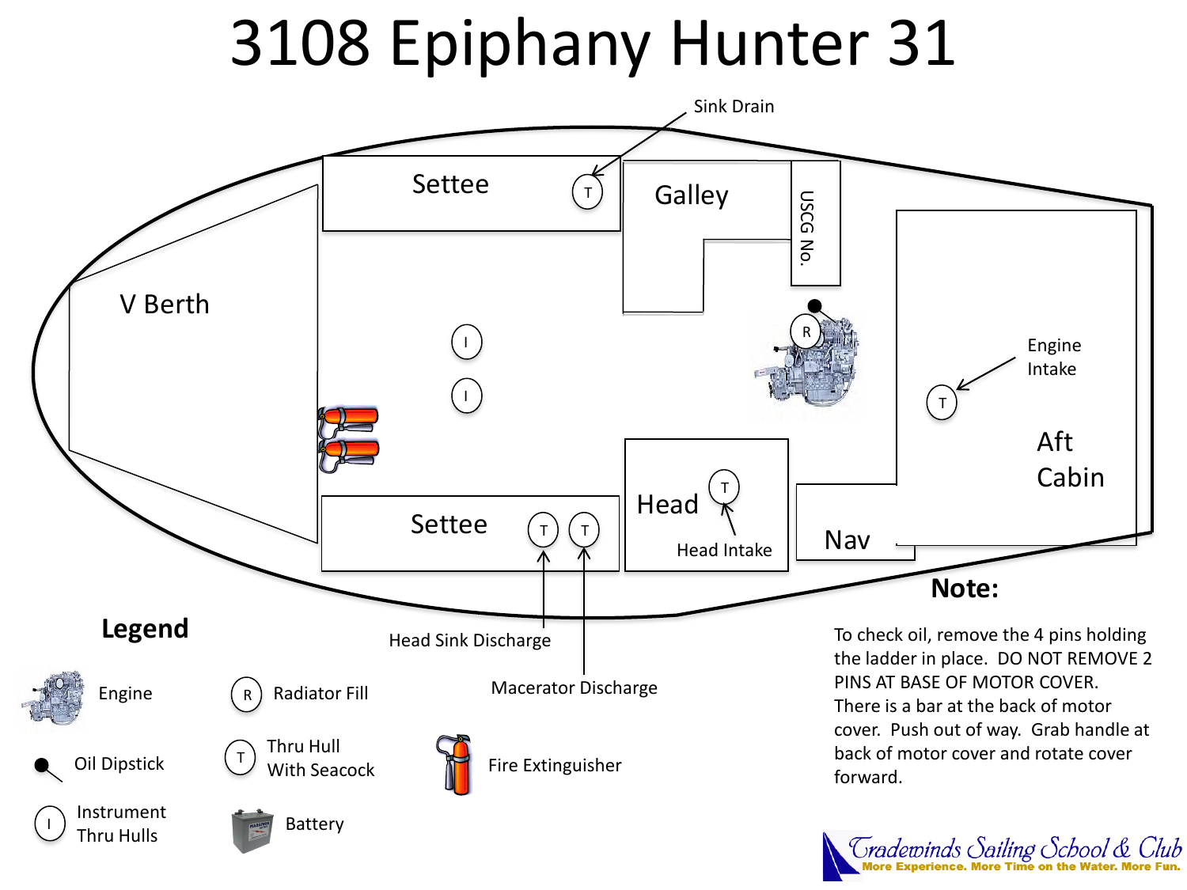# 3108 Epiphany Hunter 31

Sink Drain

Settee

Galley

USCG No.

V Berth

Engine Intake

Aft Cabin

Head

Head Intake

Settee

Nav

Head Sink Discharge

Macerator Discharge

## Legend

- Engine
- Oil Dipstick
- I — Instrument Thru Hulls
- R — Radiator Fill
- T — Thru Hull With Seacock
- Battery
- Fire Extinguisher

## Note:

To check oil, remove the 4 pins holding the ladder in place. DO NOT REMOVE 2 PINS AT BASE OF MOTOR COVER. There is a bar at the back of motor cover. Push out of way. Grab handle at back of motor cover and rotate cover forward.

Tradewinds Sailing School & Club
More Experience. More Time on the Water. More Fun.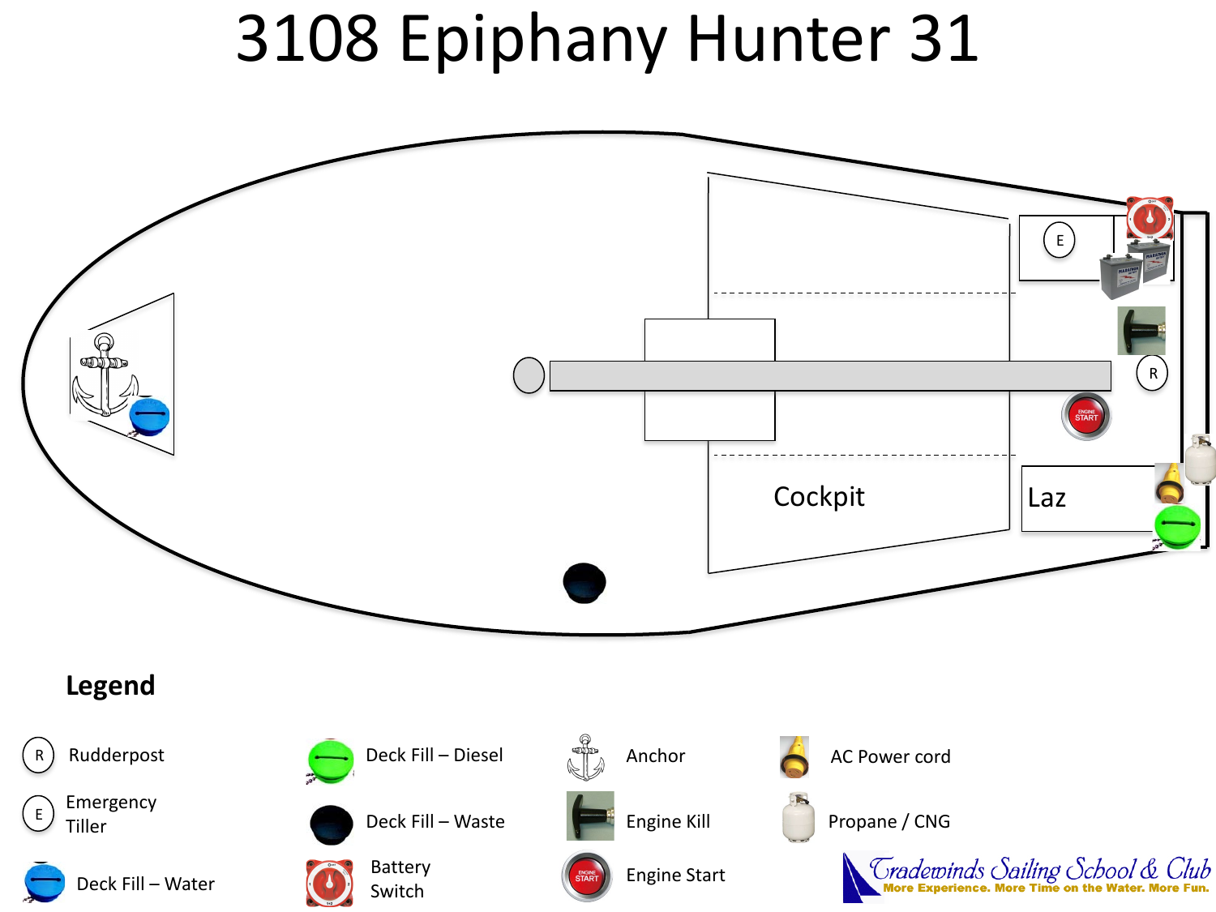# 3108 Epiphany Hunter 31

Cockpit

Laz

E

R

**Legend**

- R — Rudderpost
- E — Emergency Tiller
- Deck Fill – Water
- Deck Fill – Diesel
- Deck Fill – Waste
- Battery Switch
- Anchor
- Engine Kill
- Engine Start
- AC Power cord
- Propane / CNG

Tradewinds Sailing School & Club
More Experience. More Time on the Water. More Fun.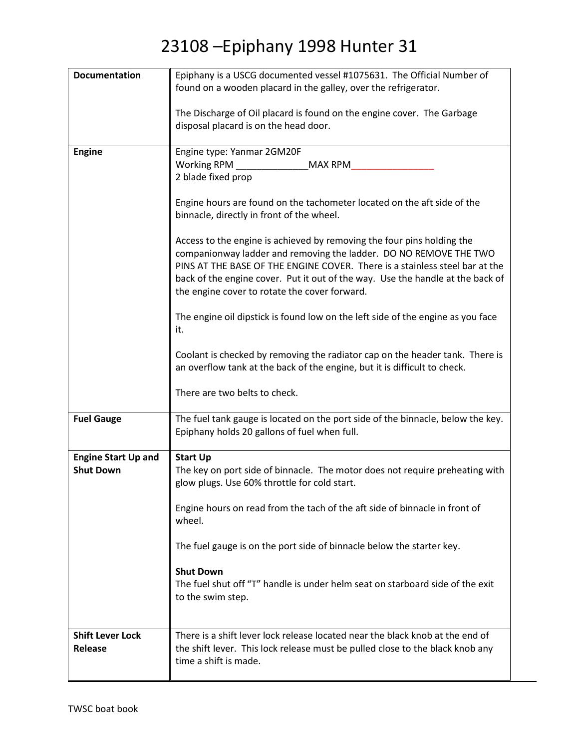# 23108 –Epiphany 1998 Hunter 31

| | |
|---|---|
| **Documentation** | Epiphany is a USCG documented vessel #1075631. The Official Number of found on a wooden placard in the galley, over the refrigerator.<br><br>The Discharge of Oil placard is found on the engine cover. The Garbage disposal placard is on the head door. |
| **Engine** | Engine type: Yanmar 2GM20F<br>Working RPM ______________MAX RPM________________<br>2 blade fixed prop<br><br>Engine hours are found on the tachometer located on the aft side of the binnacle, directly in front of the wheel.<br><br>Access to the engine is achieved by removing the four pins holding the companionway ladder and removing the ladder. DO NO REMOVE THE TWO PINS AT THE BASE OF THE ENGINE COVER. There is a stainless steel bar at the back of the engine cover. Put it out of the way. Use the handle at the back of the engine cover to rotate the cover forward.<br><br>The engine oil dipstick is found low on the left side of the engine as you face it.<br><br>Coolant is checked by removing the radiator cap on the header tank. There is an overflow tank at the back of the engine, but it is difficult to check.<br><br>There are two belts to check. |
| **Fuel Gauge** | The fuel tank gauge is located on the port side of the binnacle, below the key. Epiphany holds 20 gallons of fuel when full. |
| **Engine Start Up and Shut Down** | **Start Up**<br>The key on port side of binnacle. The motor does not require preheating with glow plugs. Use 60% throttle for cold start.<br><br>Engine hours on read from the tach of the aft side of binnacle in front of wheel.<br><br>The fuel gauge is on the port side of binnacle below the starter key.<br><br>**Shut Down**<br>The fuel shut off "T" handle is under helm seat on starboard side of the exit to the swim step. |
| **Shift Lever Lock Release** | There is a shift lever lock release located near the black knob at the end of the shift lever. This lock release must be pulled close to the black knob any time a shift is made. |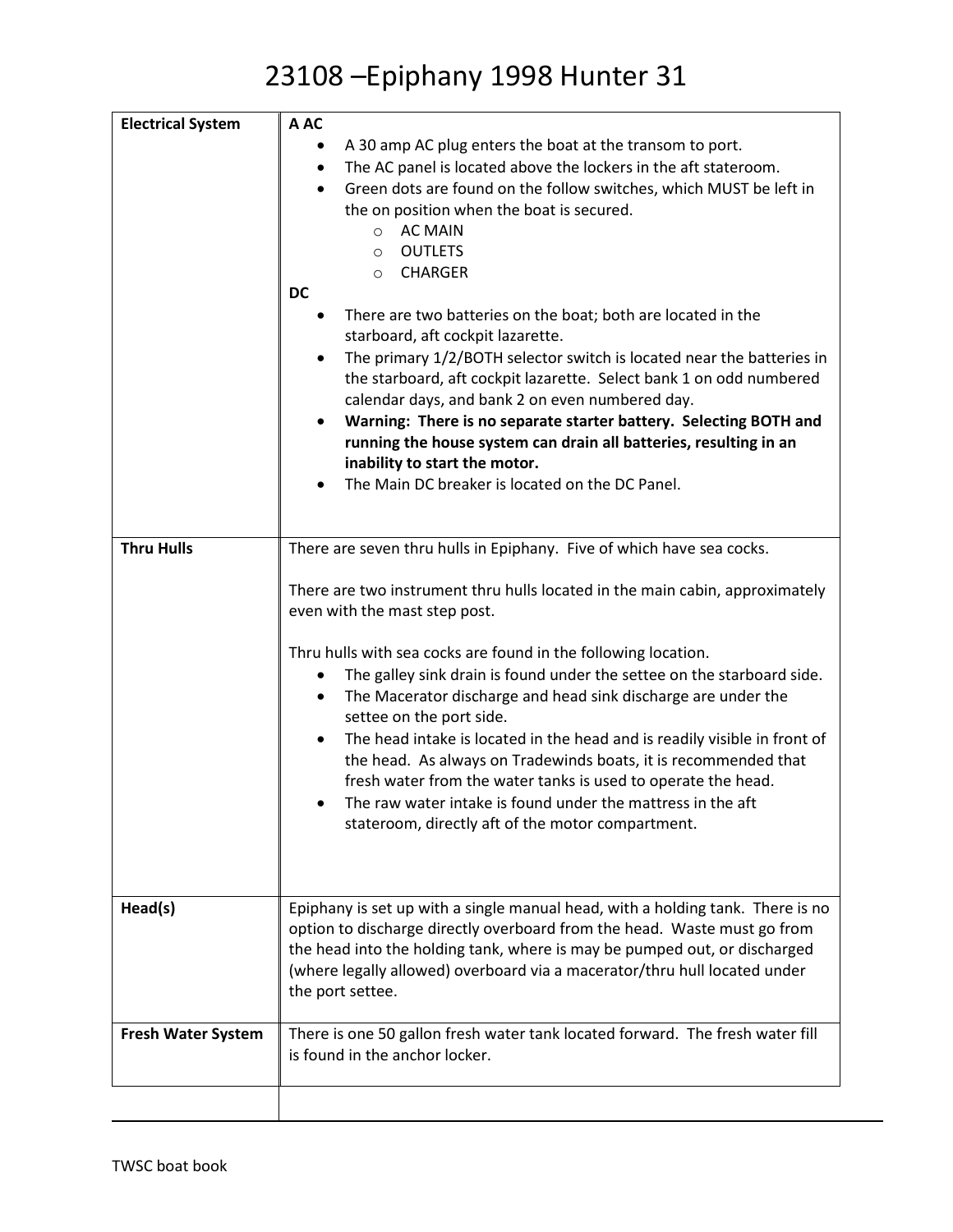# 23108 –Epiphany 1998 Hunter 31

| | |
|---|---|
| **Electrical System** | **A AC**<br>• A 30 amp AC plug enters the boat at the transom to port.<br>• The AC panel is located above the lockers in the aft stateroom.<br>• Green dots are found on the follow switches, which MUST be left in the on position when the boat is secured.<br>&nbsp;&nbsp;&nbsp;&nbsp;○ AC MAIN<br>&nbsp;&nbsp;&nbsp;&nbsp;○ OUTLETS<br>&nbsp;&nbsp;&nbsp;&nbsp;○ CHARGER<br>**DC**<br>• There are two batteries on the boat; both are located in the starboard, aft cockpit lazarette.<br>• The primary 1/2/BOTH selector switch is located near the batteries in the starboard, aft cockpit lazarette. Select bank 1 on odd numbered calendar days, and bank 2 on even numbered day.<br>• **Warning: There is no separate starter battery. Selecting BOTH and running the house system can drain all batteries, resulting in an inability to start the motor.**<br>• The Main DC breaker is located on the DC Panel. |
| **Thru Hulls** | There are seven thru hulls in Epiphany. Five of which have sea cocks.<br><br>There are two instrument thru hulls located in the main cabin, approximately even with the mast step post.<br><br>Thru hulls with sea cocks are found in the following location.<br>• The galley sink drain is found under the settee on the starboard side.<br>• The Macerator discharge and head sink discharge are under the settee on the port side.<br>• The head intake is located in the head and is readily visible in front of the head. As always on Tradewinds boats, it is recommended that fresh water from the water tanks is used to operate the head.<br>• The raw water intake is found under the mattress in the aft stateroom, directly aft of the motor compartment. |
| **Head(s)** | Epiphany is set up with a single manual head, with a holding tank. There is no option to discharge directly overboard from the head. Waste must go from the head into the holding tank, where is may be pumped out, or discharged (where legally allowed) overboard via a macerator/thru hull located under the port settee. |
| **Fresh Water System** | There is one 50 gallon fresh water tank located forward. The fresh water fill is found in the anchor locker. |
| | |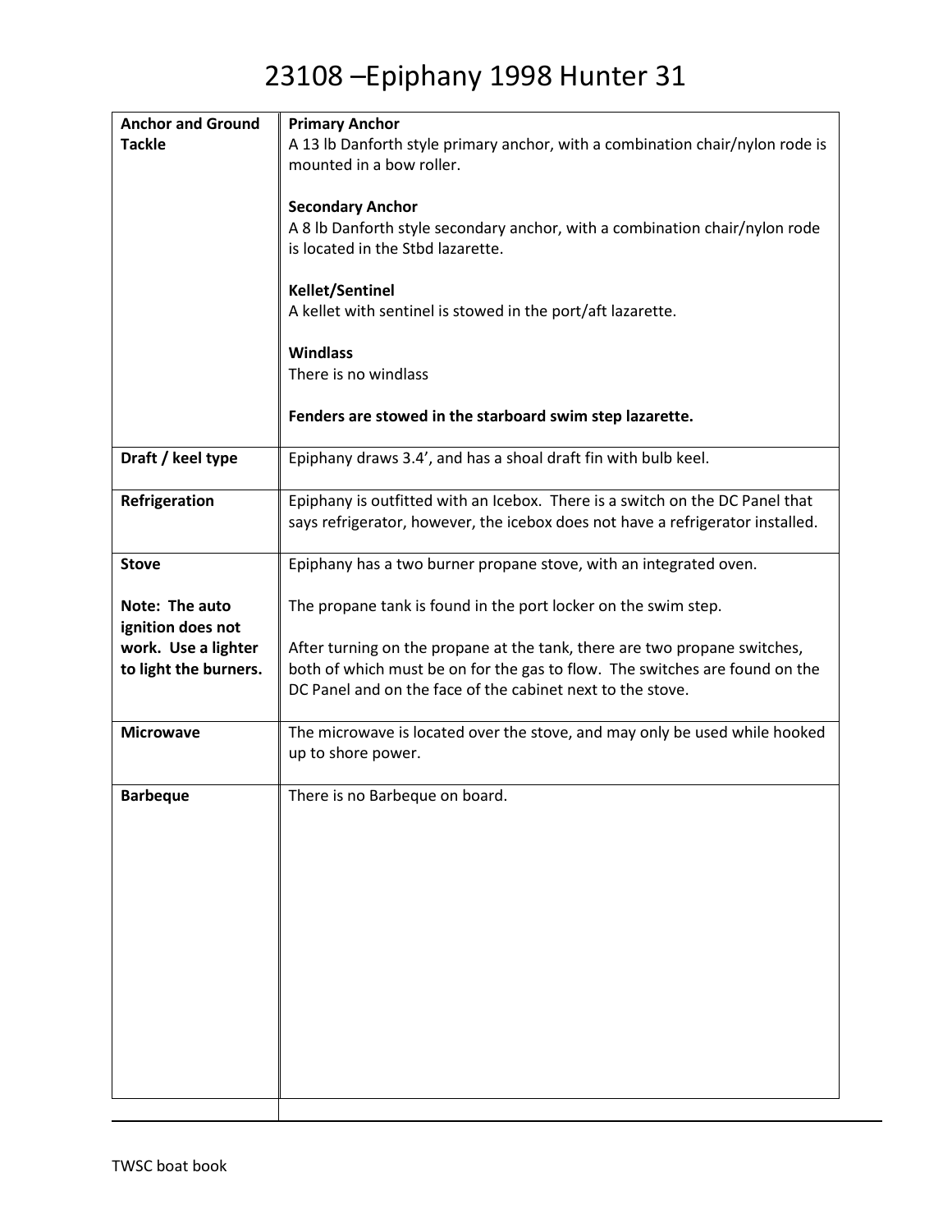# 23108 –Epiphany 1998 Hunter 31

| | |
|---|---|
| **Anchor and Ground Tackle** | **Primary Anchor**<br>A 13 lb Danforth style primary anchor, with a combination chair/nylon rode is mounted in a bow roller.<br><br>**Secondary Anchor**<br>A 8 lb Danforth style secondary anchor, with a combination chair/nylon rode is located in the Stbd lazarette.<br><br>**Kellet/Sentinel**<br>A kellet with sentinel is stowed in the port/aft lazarette.<br><br>**Windlass**<br>There is no windlass<br><br>**Fenders are stowed in the starboard swim step lazarette.** |
| **Draft / keel type** | Epiphany draws 3.4', and has a shoal draft fin with bulb keel. |
| **Refrigeration** | Epiphany is outfitted with an Icebox. There is a switch on the DC Panel that says refrigerator, however, the icebox does not have a refrigerator installed. |
| **Stove**<br><br>**Note: The auto ignition does not work. Use a lighter to light the burners.** | Epiphany has a two burner propane stove, with an integrated oven.<br><br>The propane tank is found in the port locker on the swim step.<br><br>After turning on the propane at the tank, there are two propane switches, both of which must be on for the gas to flow. The switches are found on the DC Panel and on the face of the cabinet next to the stove. |
| **Microwave** | The microwave is located over the stove, and may only be used while hooked up to shore power. |
| **Barbeque** | There is no Barbeque on board. |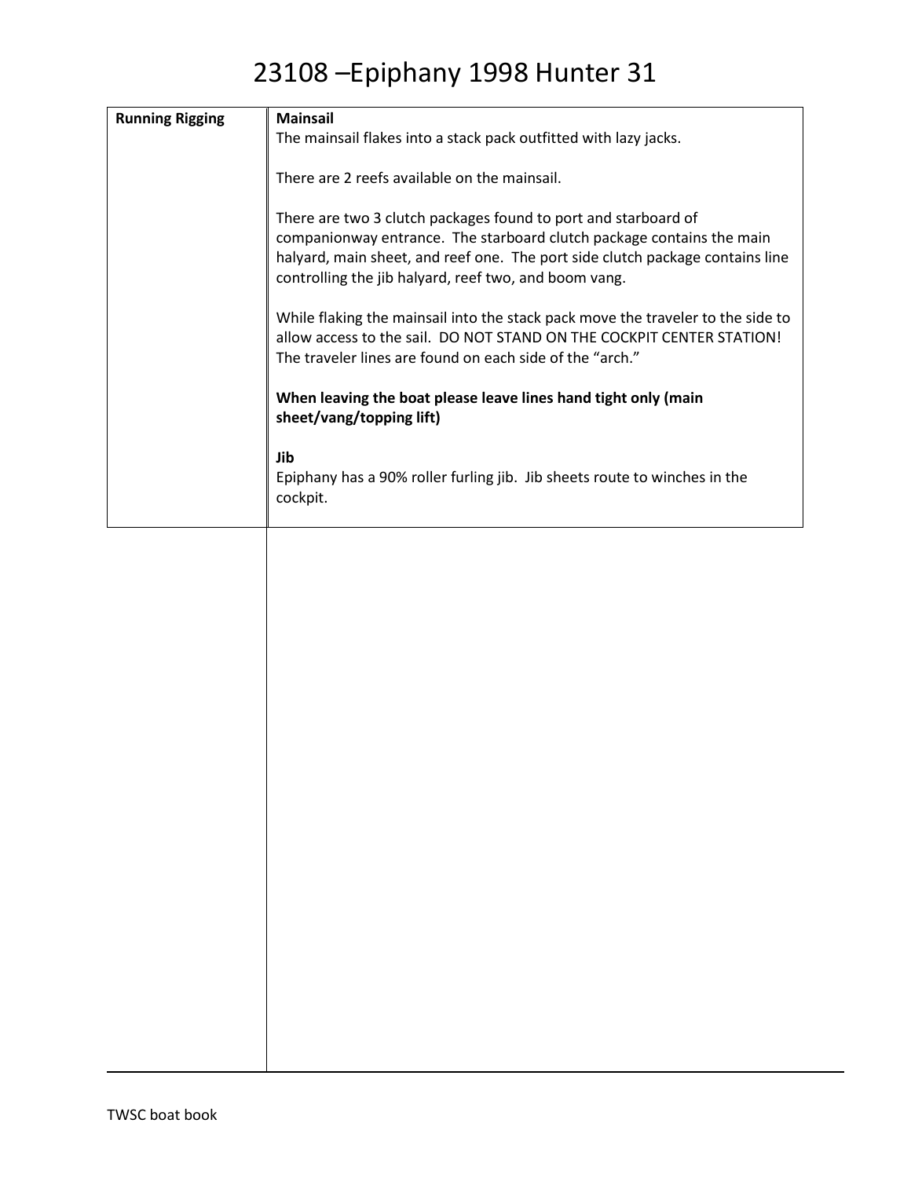# 23108 –Epiphany 1998 Hunter 31

| | |
|---|---|
| **Running Rigging** | **Mainsail**<br>The mainsail flakes into a stack pack outfitted with lazy jacks.<br><br>There are 2 reefs available on the mainsail.<br><br>There are two 3 clutch packages found to port and starboard of companionway entrance. The starboard clutch package contains the main halyard, main sheet, and reef one. The port side clutch package contains line controlling the jib halyard, reef two, and boom vang.<br><br>While flaking the mainsail into the stack pack move the traveler to the side to allow access to the sail. DO NOT STAND ON THE COCKPIT CENTER STATION! The traveler lines are found on each side of the "arch."<br><br>**When leaving the boat please leave lines hand tight only (main sheet/vang/topping lift)**<br><br>**Jib**<br>Epiphany has a 90% roller furling jib. Jib sheets route to winches in the cockpit. |

TWSC boat book